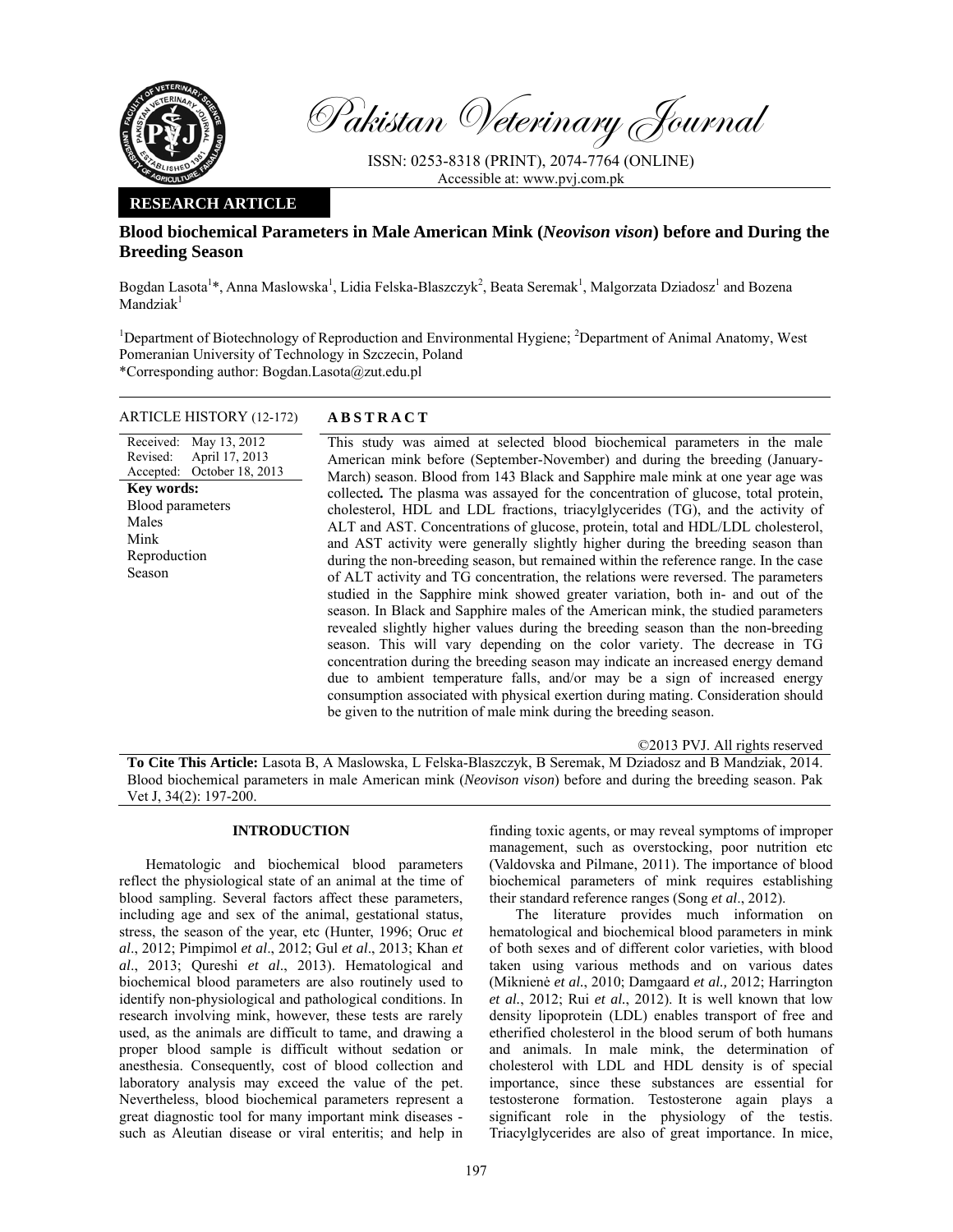Pakistan Veterinary Journal

ISSN: 0253-8318 (PRINT), 2074-7764 (ONLINE)
Accessible at: www.pvj.com.pk

**RESEARCH ARTICLE**

# Blood biochemical Parameters in Male American Mink (*Neovison vison*) before and During the Breeding Season

Bogdan Lasota[1]*, Anna Maslowska[1], Lidia Felska-Blaszczyk[2], Beata Seremak[1], Malgorzata Dziadosz[1] and Bozena Mandziak[1]

[1]Department of Biotechnology of Reproduction and Environmental Hygiene; [2]Department of Animal Anatomy, West Pomeranian University of Technology in Szczecin, Poland
*Corresponding author: Bogdan.Lasota@zut.edu.pl

**ARTICLE HISTORY** (12-172)

Received: May 13, 2012
Revised: April 17, 2013
Accepted: October 18, 2013

**Key words:**
Blood parameters
Males
Mink
Reproduction
Season

**ABSTRACT**

This study was aimed at selected blood biochemical parameters in the male American mink before (September-November) and during the breeding (January-March) season. Blood from 143 Black and Sapphire male mink at one year age was collected**.** The plasma was assayed for the concentration of glucose, total protein, cholesterol, HDL and LDL fractions, triacylglycerides (TG), and the activity of ALT and AST. Concentrations of glucose, protein, total and HDL/LDL cholesterol, and AST activity were generally slightly higher during the breeding season than during the non-breeding season, but remained within the reference range. In the case of ALT activity and TG concentration, the relations were reversed. The parameters studied in the Sapphire mink showed greater variation, both in- and out of the season. In Black and Sapphire males of the American mink, the studied parameters revealed slightly higher values during the breeding season than the non-breeding season. This will vary depending on the color variety. The decrease in TG concentration during the breeding season may indicate an increased energy demand due to ambient temperature falls, and/or may be a sign of increased energy consumption associated with physical exertion during mating. Consideration should be given to the nutrition of male mink during the breeding season.

©2013 PVJ. All rights reserved

**To Cite This Article:** Lasota B, A Maslowska, L Felska-Blaszczyk, B Seremak, M Dziadosz and B Mandziak, 2014. Blood biochemical parameters in male American mink (*Neovison vison*) before and during the breeding season. Pak Vet J, 34(2): 197-200.

## INTRODUCTION

Hematologic and biochemical blood parameters reflect the physiological state of an animal at the time of blood sampling. Several factors affect these parameters, including age and sex of the animal, gestational status, stress, the season of the year, etc (Hunter, 1996; Oruc *et al*., 2012; Pimpimol *et al*., 2012; Gul *et al*., 2013; Khan *et al*., 2013; Qureshi *et al*., 2013). Hematological and biochemical blood parameters are also routinely used to identify non-physiological and pathological conditions. In research involving mink, however, these tests are rarely used, as the animals are difficult to tame, and drawing a proper blood sample is difficult without sedation or anesthesia. Consequently, cost of blood collection and laboratory analysis may exceed the value of the pet. Nevertheless, blood biochemical parameters represent a great diagnostic tool for many important mink diseases - such as Aleutian disease or viral enteritis; and help in finding toxic agents, or may reveal symptoms of improper management, such as overstocking, poor nutrition etc (Valdovska and Pilmane, 2011). The importance of blood biochemical parameters of mink requires establishing their standard reference ranges (Song *et al*., 2012).

The literature provides much information on hematological and biochemical blood parameters in mink of both sexes and of different color varieties, with blood taken using various methods and on various dates (Miknienė *et al.*, 2010; Damgaard *et al.,* 2012; Harrington *et al.*, 2012; Rui *et al*., 2012). It is well known that low density lipoprotein (LDL) enables transport of free and etherified cholesterol in the blood serum of both humans and animals. In male mink, the determination of cholesterol with LDL and HDL density is of special importance, since these substances are essential for testosterone formation. Testosterone again plays a significant role in the physiology of the testis. Triacylglycerides are also of great importance. In mice,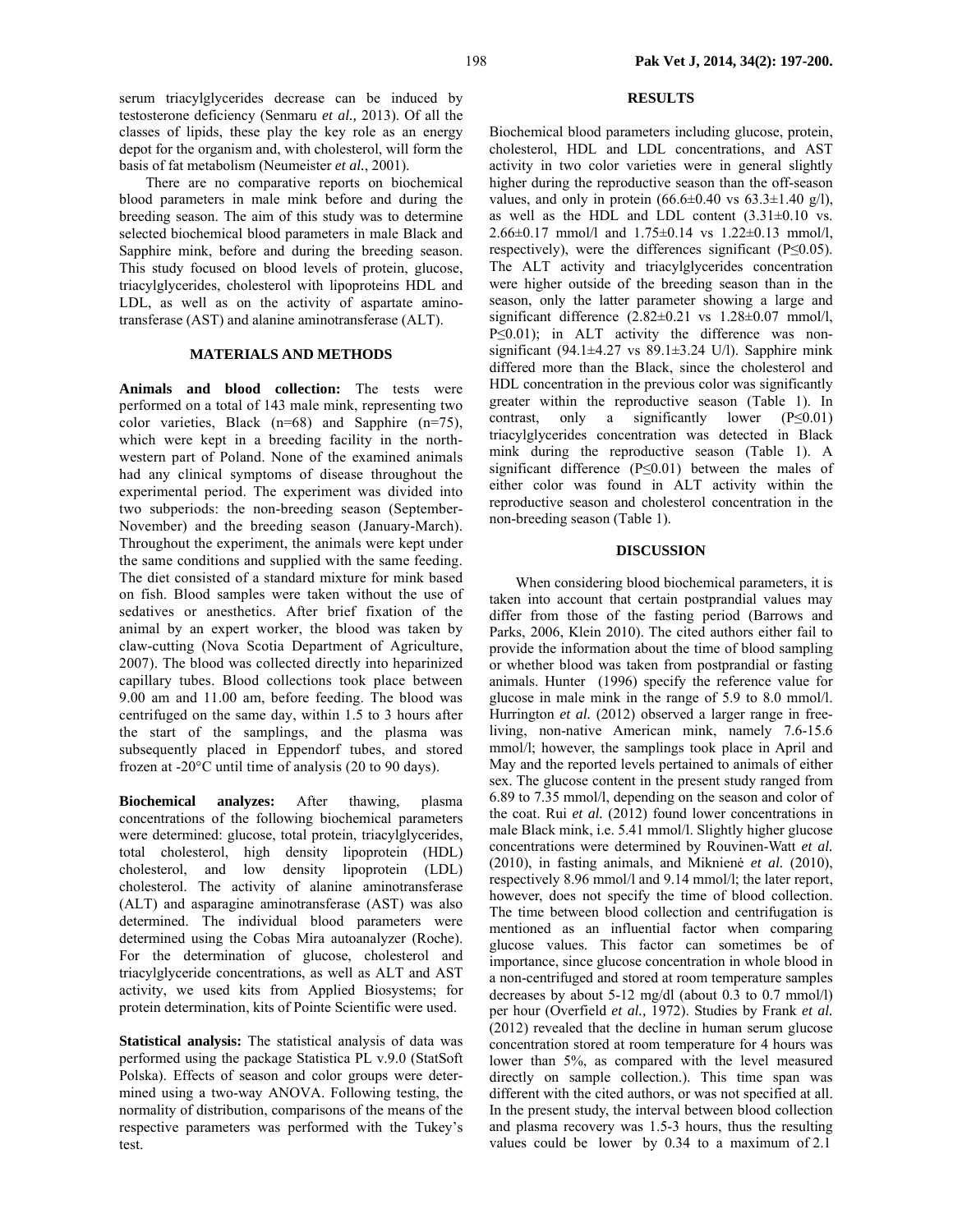serum triacylglycerides decrease can be induced by testosterone deficiency (Senmaru *et al.,* 2013). Of all the classes of lipids, these play the key role as an energy depot for the organism and, with cholesterol, will form the basis of fat metabolism (Neumeister *et al.*, 2001).

There are no comparative reports on biochemical blood parameters in male mink before and during the breeding season. The aim of this study was to determine selected biochemical blood parameters in male Black and Sapphire mink, before and during the breeding season. This study focused on blood levels of protein, glucose, triacylglycerides, cholesterol with lipoproteins HDL and LDL, as well as on the activity of aspartate aminotransferase (AST) and alanine aminotransferase (ALT).

## MATERIALS AND METHODS

**Animals and blood collection:** The tests were performed on a total of 143 male mink, representing two color varieties, Black (n=68) and Sapphire (n=75), which were kept in a breeding facility in the north-western part of Poland. None of the examined animals had any clinical symptoms of disease throughout the experimental period. The experiment was divided into two subperiods: the non-breeding season (September-November) and the breeding season (January-March). Throughout the experiment, the animals were kept under the same conditions and supplied with the same feeding. The diet consisted of a standard mixture for mink based on fish. Blood samples were taken without the use of sedatives or anesthetics. After brief fixation of the animal by an expert worker, the blood was taken by claw-cutting (Nova Scotia Department of Agriculture, 2007). The blood was collected directly into heparinized capillary tubes. Blood collections took place between 9.00 am and 11.00 am, before feeding. The blood was centrifuged on the same day, within 1.5 to 3 hours after the start of the samplings, and the plasma was subsequently placed in Eppendorf tubes, and stored frozen at -20°C until time of analysis (20 to 90 days).

**Biochemical analyzes:** After thawing, plasma concentrations of the following biochemical parameters were determined: glucose, total protein, triacylglycerides, total cholesterol, high density lipoprotein (HDL) cholesterol, and low density lipoprotein (LDL) cholesterol. The activity of alanine aminotransferase (ALT) and asparagine aminotransferase (AST) was also determined. The individual blood parameters were determined using the Cobas Mira autoanalyzer (Roche). For the determination of glucose, cholesterol and triacylglyceride concentrations, as well as ALT and AST activity, we used kits from Applied Biosystems; for protein determination, kits of Pointe Scientific were used.

**Statistical analysis:** The statistical analysis of data was performed using the package Statistica PL v.9.0 (StatSoft Polska). Effects of season and color groups were determined using a two-way ANOVA. Following testing, the normality of distribution, comparisons of the means of the respective parameters was performed with the Tukey's test.

## RESULTS

Biochemical blood parameters including glucose, protein, cholesterol, HDL and LDL concentrations, and AST activity in two color varieties were in general slightly higher during the reproductive season than the off-season values, and only in protein (66.6±0.40 vs 63.3±1.40 g/l), as well as the HDL and LDL content (3.31±0.10 vs. 2.66±0.17 mmol/l and 1.75±0.14 vs 1.22±0.13 mmol/l, respectively), were the differences significant ($P \leq 0.05$). The ALT activity and triacylglycerides concentration were higher outside of the breeding season than in the season, only the latter parameter showing a large and significant difference (2.82±0.21 vs 1.28±0.07 mmol/l, $P \leq 0.01$); in ALT activity the difference was non-significant (94.1±4.27 vs 89.1±3.24 U/l). Sapphire mink differed more than the Black, since the cholesterol and HDL concentration in the previous color was significantly greater within the reproductive season (Table 1). In contrast, only a significantly lower ($P \leq 0.01$) triacylglycerides concentration was detected in Black mink during the reproductive season (Table 1). A significant difference ($P \leq 0.01$) between the males of either color was found in ALT activity within the reproductive season and cholesterol concentration in the non-breeding season (Table 1).

## DISCUSSION

When considering blood biochemical parameters, it is taken into account that certain postprandial values may differ from those of the fasting period (Barrows and Parks, 2006, Klein 2010). The cited authors either fail to provide the information about the time of blood sampling or whether blood was taken from postprandial or fasting animals. Hunter (1996) specify the reference value for glucose in male mink in the range of 5.9 to 8.0 mmol/l. Hurrington *et al.* (2012) observed a larger range in free-living, non-native American mink, namely 7.6-15.6 mmol/l; however, the samplings took place in April and May and the reported levels pertained to animals of either sex. The glucose content in the present study ranged from 6.89 to 7.35 mmol/l, depending on the season and color of the coat. Rui *et al.* (2012) found lower concentrations in male Black mink, i.e. 5.41 mmol/l. Slightly higher glucose concentrations were determined by Rouvinen-Watt *et al.* (2010), in fasting animals, and Miknienė *et al.* (2010), respectively 8.96 mmol/l and 9.14 mmol/l; the later report, however, does not specify the time of blood collection. The time between blood collection and centrifugation is mentioned as an influential factor when comparing glucose values. This factor can sometimes be of importance, since glucose concentration in whole blood in a non-centrifuged and stored at room temperature samples decreases by about 5-12 mg/dl (about 0.3 to 0.7 mmol/l) per hour (Overfield *et al.,* 1972). Studies by Frank *et al.* (2012) revealed that the decline in human serum glucose concentration stored at room temperature for 4 hours was lower than 5%, as compared with the level measured directly on sample collection.). This time span was different with the cited authors, or was not specified at all. In the present study, the interval between blood collection and plasma recovery was 1.5-3 hours, thus the resulting values could be lower by 0.34 to a maximum of 2.1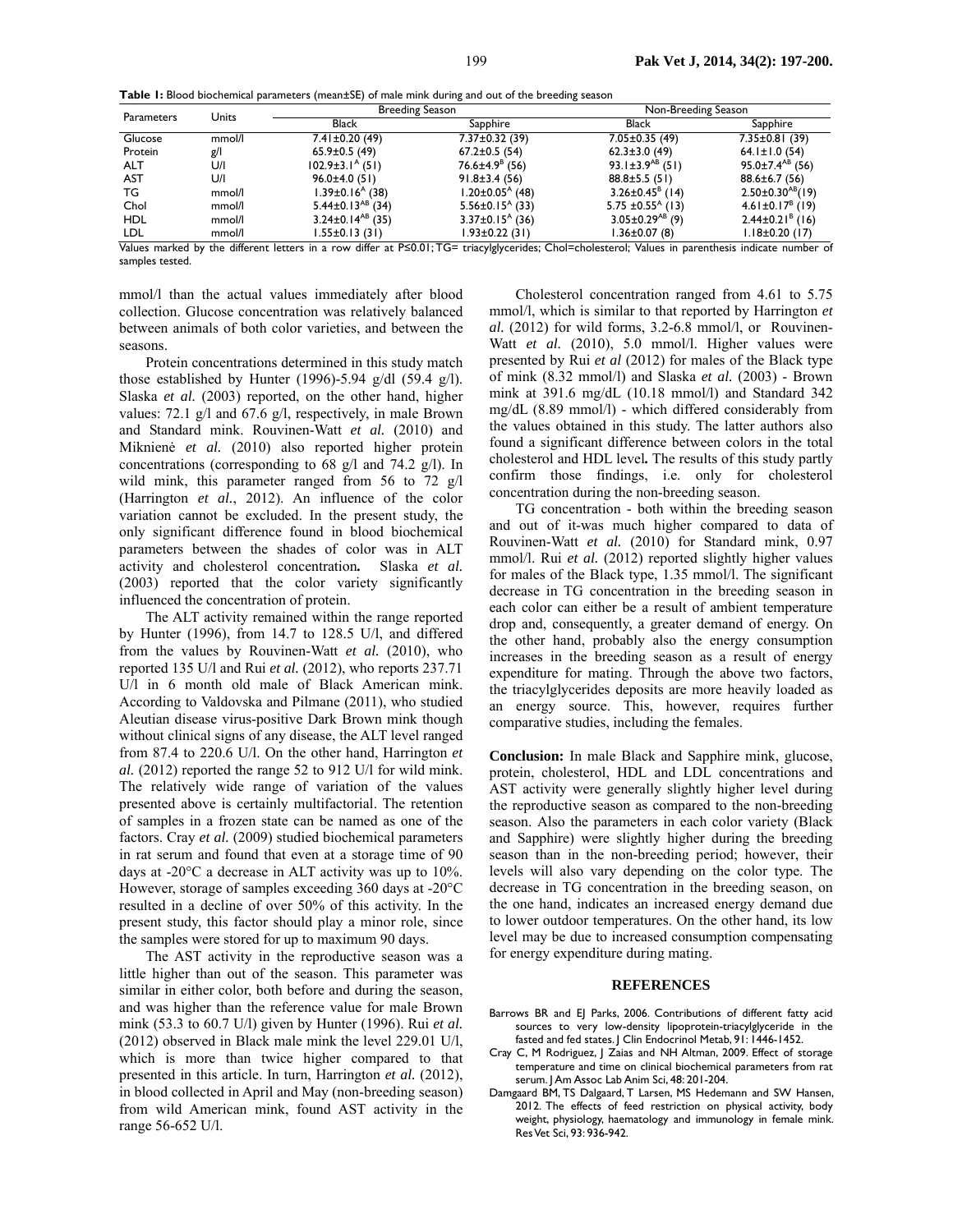**Table 1:** Blood biochemical parameters (mean±SE) of male mink during and out of the breeding season

| Parameters | Units | Breeding Season | | Non-Breeding Season | |
|---|---|---|---|---|---|
| | | Black | Sapphire | Black | Sapphire |
| Glucose | mmol/l | 7.41±0.20 (49) | 7.37±0.32 (39) | 7.05±0.35 (49) | 7.35±0.81 (39) |
| Protein | g/l | 65.9±0.5 (49) | 67.2±0.5 (54) | 62.3±3.0 (49) | 64.1±1.0 (54) |
| ALT | U/l | 102.9±3.1$^{A}$ (51) | 76.6±4.9$^{B}$ (56) | 93.1±3.9$^{AB}$ (51) | 95.0±7.4$^{AB}$ (56) |
| AST | U/l | 96.0±4.0 (51) | 91.8±3.4 (56) | 88.8±5.5 (51) | 88.6±6.7 (56) |
| TG | mmol/l | 1.39±0.16$^{A}$ (38) | 1.20±0.05$^{A}$ (48) | 3.26±0.45$^{B}$ (14) | 2.50±0.30$^{AB}$(19) |
| Chol | mmol/l | 5.44±0.13$^{AB}$ (34) | 5.56±0.15$^{A}$ (33) | 5.75 ±0.55$^{A}$ (13) | 4.61±0.17$^{B}$ (19) |
| HDL | mmol/l | 3.24±0.14$^{AB}$ (35) | 3.37±0.15$^{A}$ (36) | 3.05±0.29$^{AB}$ (9) | 2.44±0.21$^{B}$ (16) |
| LDL | mmol/l | 1.55±0.13 (31) | 1.93±0.22 (31) | 1.36±0.07 (8) | 1.18±0.20 (17) |

Values marked by the different letters in a row differ at P≤0.01; TG= triacylglycerides; Chol=cholesterol; Values in parenthesis indicate number of samples tested.

mmol/l than the actual values immediately after blood collection. Glucose concentration was relatively balanced between animals of both color varieties, and between the seasons.

Protein concentrations determined in this study match those established by Hunter (1996)-5.94 g/dl (59.4 g/l). Slaska *et al.* (2003) reported, on the other hand, higher values: 72.1 g/l and 67.6 g/l, respectively, in male Brown and Standard mink. Rouvinen-Watt *et al.* (2010) and Miknienė *et al.* (2010) also reported higher protein concentrations (corresponding to 68 g/l and 74.2 g/l). In wild mink, this parameter ranged from 56 to 72 g/l (Harrington *et al.*, 2012). An influence of the color variation cannot be excluded. In the present study, the only significant difference found in blood biochemical parameters between the shades of color was in ALT activity and cholesterol concentration**.** Slaska *et al.* (2003) reported that the color variety significantly influenced the concentration of protein.

The ALT activity remained within the range reported by Hunter (1996), from 14.7 to 128.5 U/l, and differed from the values by Rouvinen-Watt *et al.* (2010), who reported 135 U/l and Rui *et al.* (2012), who reports 237.71 U/l in 6 month old male of Black American mink. According to Valdovska and Pilmane (2011), who studied Aleutian disease virus-positive Dark Brown mink though without clinical signs of any disease, the ALT level ranged from 87.4 to 220.6 U/l. On the other hand, Harrington *et al.* (2012) reported the range 52 to 912 U/l for wild mink. The relatively wide range of variation of the values presented above is certainly multifactorial. The retention of samples in a frozen state can be named as one of the factors. Cray *et al.* (2009) studied biochemical parameters in rat serum and found that even at a storage time of 90 days at -20°C a decrease in ALT activity was up to 10%. However, storage of samples exceeding 360 days at -20°C resulted in a decline of over 50% of this activity. In the present study, this factor should play a minor role, since the samples were stored for up to maximum 90 days.

The AST activity in the reproductive season was a little higher than out of the season. This parameter was similar in either color, both before and during the season, and was higher than the reference value for male Brown mink (53.3 to 60.7 U/l) given by Hunter (1996). Rui *et al.* (2012) observed in Black male mink the level 229.01 U/l, which is more than twice higher compared to that presented in this article. In turn, Harrington *et al.* (2012), in blood collected in April and May (non-breeding season) from wild American mink, found AST activity in the range 56-652 U/l.

Cholesterol concentration ranged from 4.61 to 5.75 mmol/l, which is similar to that reported by Harrington *et al.* (2012) for wild forms, 3.2-6.8 mmol/l, or Rouvinen-Watt *et al.* (2010), 5.0 mmol/l. Higher values were presented by Rui *et al* (2012) for males of the Black type of mink (8.32 mmol/l) and Slaska *et al.* (2003) - Brown mink at 391.6 mg/dL (10.18 mmol/l) and Standard 342 mg/dL (8.89 mmol/l) - which differed considerably from the values obtained in this study. The latter authors also found a significant difference between colors in the total cholesterol and HDL level**.** The results of this study partly confirm those findings, i.e. only for cholesterol concentration during the non-breeding season.

TG concentration - both within the breeding season and out of it-was much higher compared to data of Rouvinen-Watt *et al.* (2010) for Standard mink, 0.97 mmol/l. Rui *et al.* (2012) reported slightly higher values for males of the Black type, 1.35 mmol/l. The significant decrease in TG concentration in the breeding season in each color can either be a result of ambient temperature drop and, consequently, a greater demand of energy. On the other hand, probably also the energy consumption increases in the breeding season as a result of energy expenditure for mating. Through the above two factors, the triacylglycerides deposits are more heavily loaded as an energy source. This, however, requires further comparative studies, including the females.

**Conclusion:** In male Black and Sapphire mink, glucose, protein, cholesterol, HDL and LDL concentrations and AST activity were generally slightly higher level during the reproductive season as compared to the non-breeding season. Also the parameters in each color variety (Black and Sapphire) were slightly higher during the breeding season than in the non-breeding period; however, their levels will also vary depending on the color type. The decrease in TG concentration in the breeding season, on the one hand, indicates an increased energy demand due to lower outdoor temperatures. On the other hand, its low level may be due to increased consumption compensating for energy expenditure during mating.

## REFERENCES

Barrows BR and EJ Parks, 2006. Contributions of different fatty acid sources to very low-density lipoprotein-triacylglyceride in the fasted and fed states. J Clin Endocrinol Metab, 91: 1446-1452.

Cray C, M Rodriguez, J Zaias and NH Altman, 2009. Effect of storage temperature and time on clinical biochemical parameters from rat serum. J Am Assoc Lab Anim Sci, 48: 201-204.

Damgaard BM, TS Dalgaard, T Larsen, MS Hedemann and SW Hansen, 2012. The effects of feed restriction on physical activity, body weight, physiology, haematology and immunology in female mink. Res Vet Sci, 93: 936-942.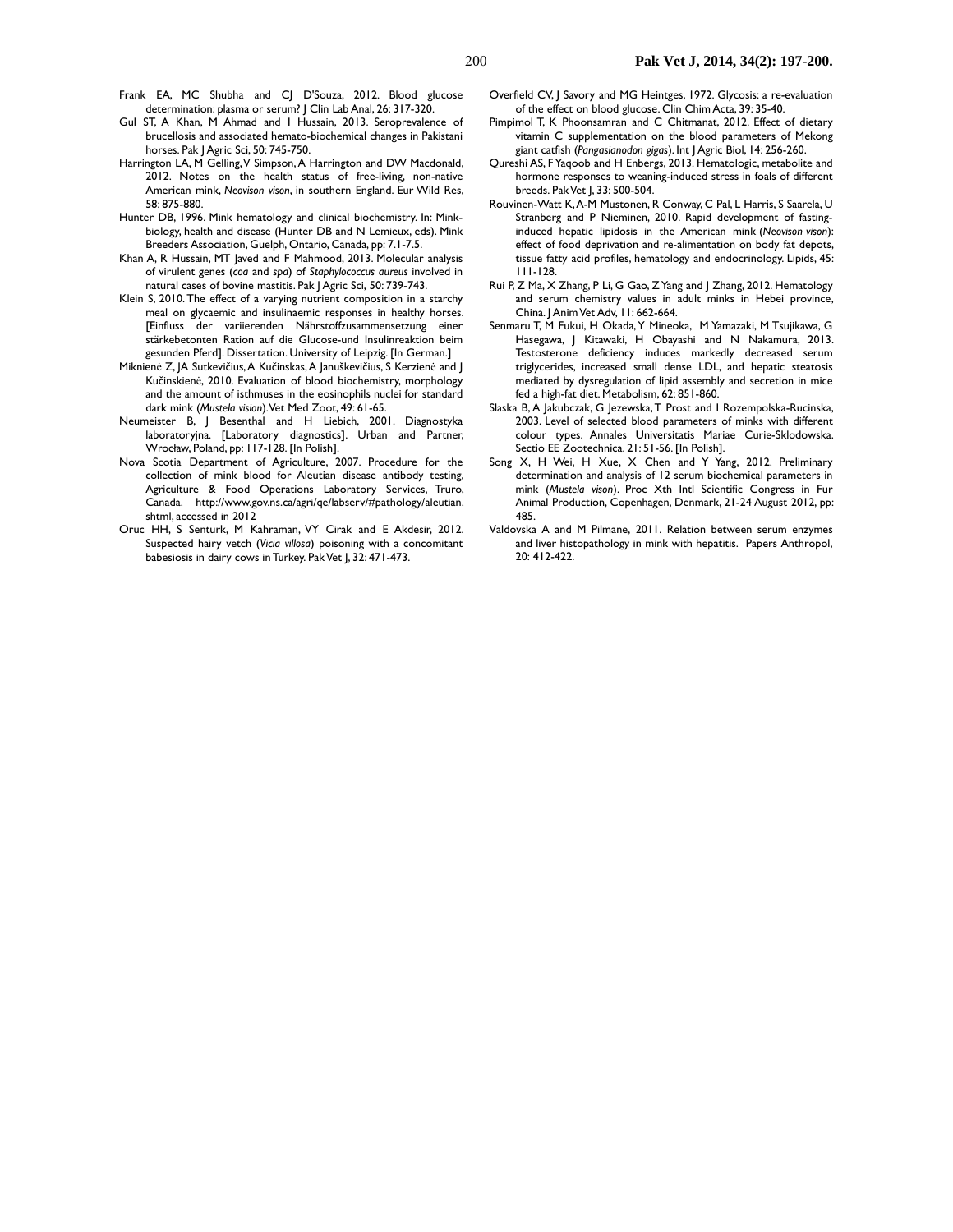Frank EA, MC Shubha and CJ D'Souza, 2012. Blood glucose determination: plasma or serum? J Clin Lab Anal, 26: 317-320.

Gul ST, A Khan, M Ahmad and I Hussain, 2013. Seroprevalence of brucellosis and associated hemato-biochemical changes in Pakistani horses. Pak J Agric Sci, 50: 745-750.

Harrington LA, M Gelling, V Simpson, A Harrington and DW Macdonald, 2012. Notes on the health status of free-living, non-native American mink, *Neovison vison*, in southern England. Eur Wild Res, 58: 875-880.

Hunter DB, 1996. Mink hematology and clinical biochemistry. In: Mink-biology, health and disease (Hunter DB and N Lemieux, eds). Mink Breeders Association, Guelph, Ontario, Canada, pp: 7.1-7.5.

Khan A, R Hussain, MT Javed and F Mahmood, 2013. Molecular analysis of virulent genes (*coa* and *spa*) of *Staphylococcus aureus* involved in natural cases of bovine mastitis. Pak J Agric Sci, 50: 739-743.

Klein S, 2010. The effect of a varying nutrient composition in a starchy meal on glycaemic and insulinaemic responses in healthy horses. [Einfluss der variierenden Nährstoffzusammensetzung einer stärkebetonten Ration auf die Glucose-und Insulinreaktion beim gesunden Pferd]. Dissertation. University of Leipzig. [In German.]

Miknienė Z, JA Sutkevičius, A Kučinskas, A Januškevičius, S Kerzienė and J Kučinskienė, 2010. Evaluation of blood biochemistry, morphology and the amount of isthmuses in the eosinophils nuclei for standard dark mink (*Mustela vision*). Vet Med Zoot, 49: 61-65.

Neumeister B, J Besenthal and H Liebich, 2001. Diagnostyka laboratoryjna. [Laboratory diagnostics]. Urban and Partner, Wrocław, Poland, pp: 117-128. [In Polish].

Nova Scotia Department of Agriculture, 2007. Procedure for the collection of mink blood for Aleutian disease antibody testing, Agriculture & Food Operations Laboratory Services, Truro, Canada. http://www.gov.ns.ca/agri/qe/labserv/#pathology/aleutian.shtml, accessed in 2012

Oruc HH, S Senturk, M Kahraman, VY Cirak and E Akdesir, 2012. Suspected hairy vetch (*Vicia villosa*) poisoning with a concomitant babesiosis in dairy cows in Turkey. Pak Vet J, 32: 471-473.

Overfield CV, J Savory and MG Heintges, 1972. Glycosis: a re-evaluation of the effect on blood glucose. Clin Chim Acta, 39: 35-40.

Pimpimol T, K Phoonsamran and C Chitmanat, 2012. Effect of dietary vitamin C supplementation on the blood parameters of Mekong giant catfish (*Pangasianodon gigas*). Int J Agric Biol, 14: 256-260.

Qureshi AS, F Yaqoob and H Enbergs, 2013. Hematologic, metabolite and hormone responses to weaning-induced stress in foals of different breeds. Pak Vet J, 33: 500-504.

Rouvinen-Watt K, A-M Mustonen, R Conway, C Pal, L Harris, S Saarela, U Stranberg and P Nieminen, 2010. Rapid development of fasting-induced hepatic lipidosis in the American mink (*Neovison vison*): effect of food deprivation and re-alimentation on body fat depots, tissue fatty acid profiles, hematology and endocrinology. Lipids, 45: 111-128.

Rui P, Z Ma, X Zhang, P Li, G Gao, Z Yang and J Zhang, 2012. Hematology and serum chemistry values in adult minks in Hebei province, China. J Anim Vet Adv, 11: 662-664.

Senmaru T, M Fukui, H Okada, Y Mineoka, M Yamazaki, M Tsujikawa, G Hasegawa, J Kitawaki, H Obayashi and N Nakamura, 2013. Testosterone deficiency induces markedly decreased serum triglycerides, increased small dense LDL, and hepatic steatosis mediated by dysregulation of lipid assembly and secretion in mice fed a high-fat diet. Metabolism, 62: 851-860.

Slaska B, A Jakubczak, G Jezewska, T Prost and I Rozempolska-Rucinska, 2003. Level of selected blood parameters of minks with different colour types. Annales Universitatis Mariae Curie-Sklodowska. Sectio EE Zootechnica. 21: 51-56. [In Polish].

Song X, H Wei, H Xue, X Chen and Y Yang, 2012. Preliminary determination and analysis of 12 serum biochemical parameters in mink (*Mustela vison*). Proc Xth Intl Scientific Congress in Fur Animal Production, Copenhagen, Denmark, 21-24 August 2012, pp: 485.

Valdovska A and M Pilmane, 2011. Relation between serum enzymes and liver histopathology in mink with hepatitis. Papers Anthropol, 20: 412-422.